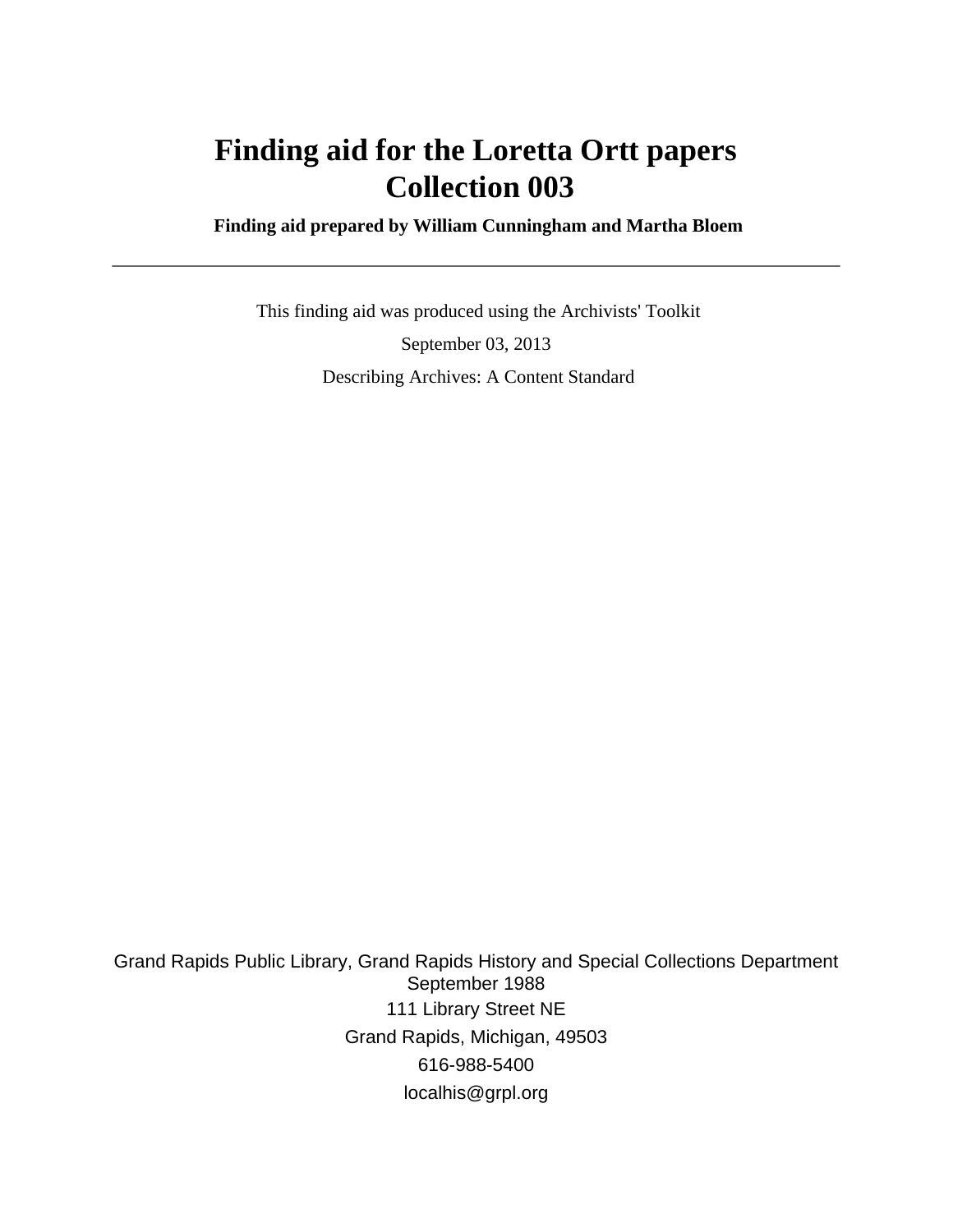# Finding aid for the Loretta Ortt papers
# Collection 003

**Finding aid prepared by William Cunningham and Martha Bloem**

---

This finding aid was produced using the Archivists' Toolkit

September 03, 2013

Describing Archives: A Content Standard

Grand Rapids Public Library, Grand Rapids History and Special Collections Department
September 1988
111 Library Street NE
Grand Rapids, Michigan, 49503
616-988-5400
localhis@grpl.org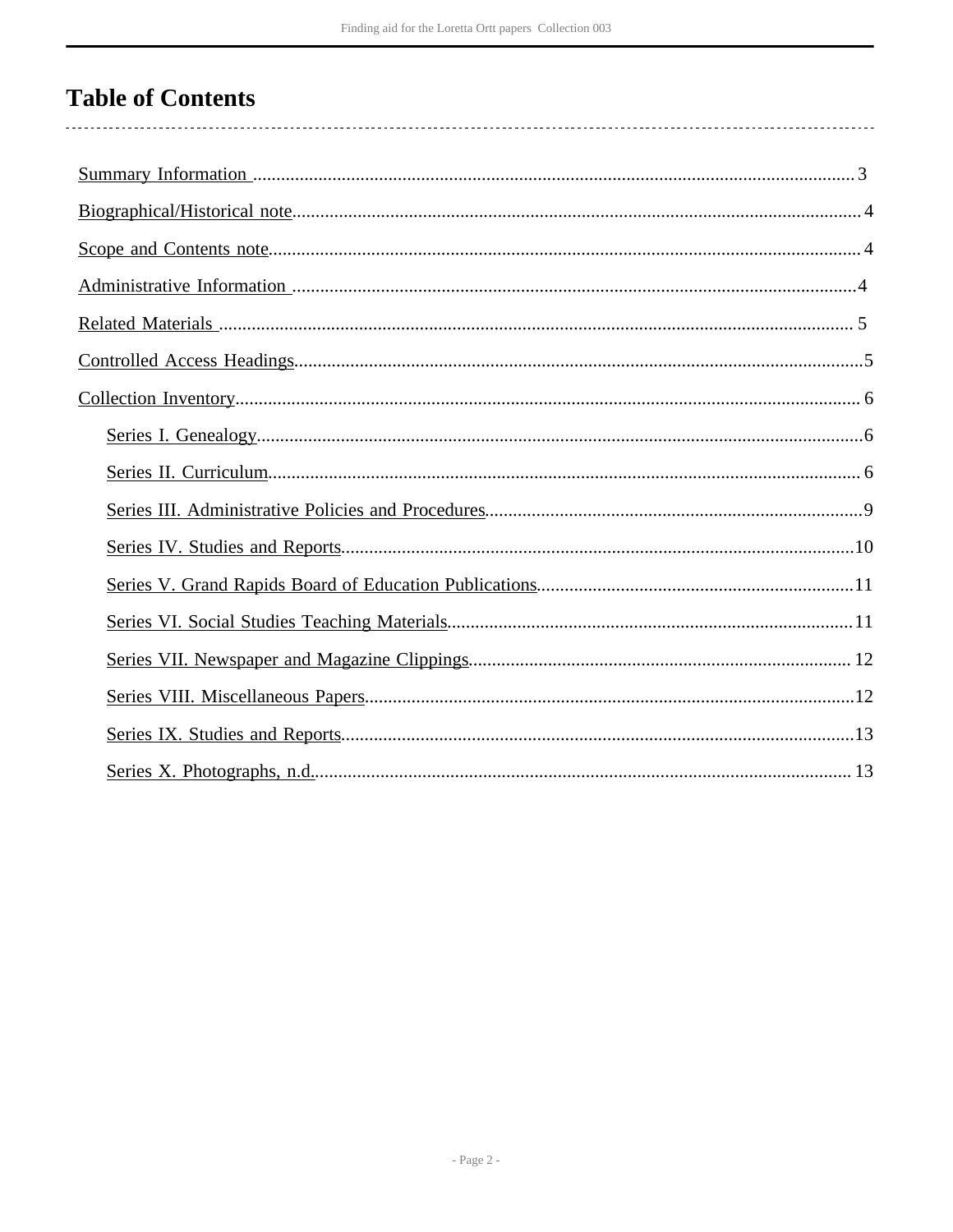# Table of Contents

- Summary Information ..................................................3
- Biographical/Historical note..................................................4
- Scope and Contents note..................................................4
- Administrative Information ..................................................4
- Related Materials ..................................................5
- Controlled Access Headings..................................................5
- Collection Inventory..................................................6
    - Series I. Genealogy..................................................6
    - Series II. Curriculum..................................................6
    - Series III. Administrative Policies and Procedures..................................................9
    - Series IV. Studies and Reports..................................................10
    - Series V. Grand Rapids Board of Education Publications..................................................11
    - Series VI. Social Studies Teaching Materials..................................................11
    - Series VII. Newspaper and Magazine Clippings..................................................12
    - Series VIII. Miscellaneous Papers..................................................12
    - Series IX. Studies and Reports..................................................13
    - Series X. Photographs, n.d...................................................13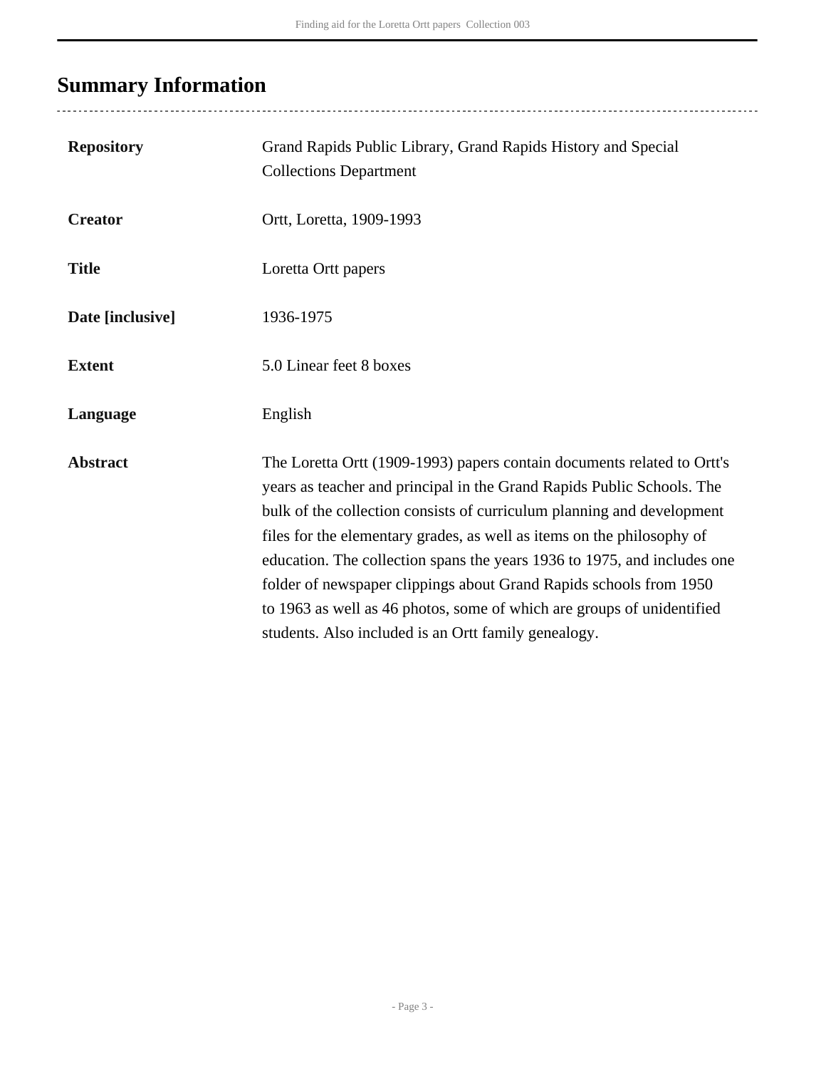## Summary Information

| | |
|---|---|
| **Repository** | Grand Rapids Public Library, Grand Rapids History and Special Collections Department |
| **Creator** | Ortt, Loretta, 1909-1993 |
| **Title** | Loretta Ortt papers |
| **Date [inclusive]** | 1936-1975 |
| **Extent** | 5.0 Linear feet 8 boxes |
| **Language** | English |
| **Abstract** | The Loretta Ortt (1909-1993) papers contain documents related to Ortt's years as teacher and principal in the Grand Rapids Public Schools. The bulk of the collection consists of curriculum planning and development files for the elementary grades, as well as items on the philosophy of education. The collection spans the years 1936 to 1975, and includes one folder of newspaper clippings about Grand Rapids schools from 1950 to 1963 as well as 46 photos, some of which are groups of unidentified students. Also included is an Ortt family genealogy. |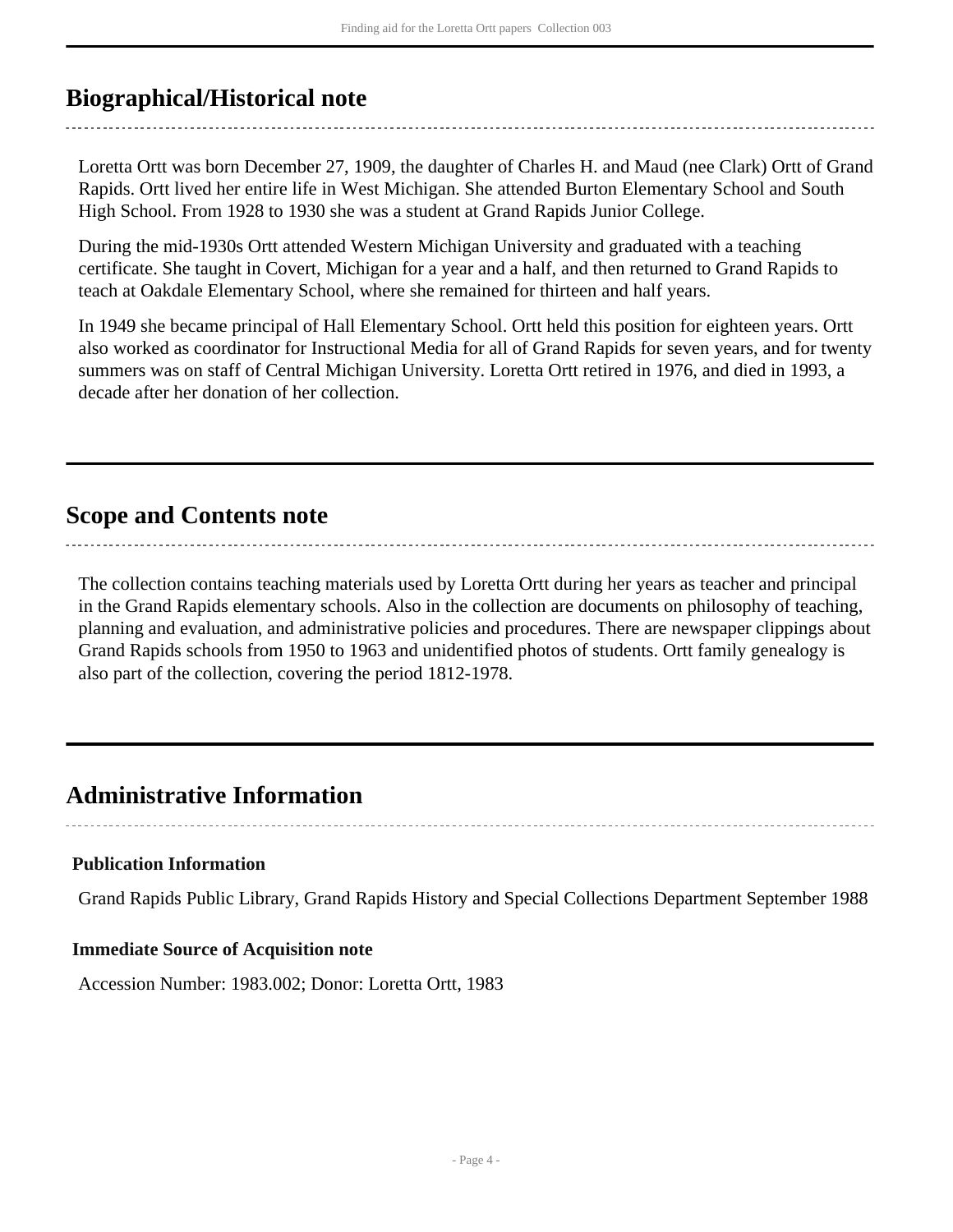## Biographical/Historical note

Loretta Ortt was born December 27, 1909, the daughter of Charles H. and Maud (nee Clark) Ortt of Grand Rapids. Ortt lived her entire life in West Michigan. She attended Burton Elementary School and South High School. From 1928 to 1930 she was a student at Grand Rapids Junior College.

During the mid-1930s Ortt attended Western Michigan University and graduated with a teaching certificate. She taught in Covert, Michigan for a year and a half, and then returned to Grand Rapids to teach at Oakdale Elementary School, where she remained for thirteen and half years.

In 1949 she became principal of Hall Elementary School. Ortt held this position for eighteen years. Ortt also worked as coordinator for Instructional Media for all of Grand Rapids for seven years, and for twenty summers was on staff of Central Michigan University. Loretta Ortt retired in 1976, and died in 1993, a decade after her donation of her collection.

## Scope and Contents note

The collection contains teaching materials used by Loretta Ortt during her years as teacher and principal in the Grand Rapids elementary schools. Also in the collection are documents on philosophy of teaching, planning and evaluation, and administrative policies and procedures. There are newspaper clippings about Grand Rapids schools from 1950 to 1963 and unidentified photos of students. Ortt family genealogy is also part of the collection, covering the period 1812-1978.

## Administrative Information

### Publication Information

Grand Rapids Public Library, Grand Rapids History and Special Collections Department September 1988

### Immediate Source of Acquisition note

Accession Number: 1983.002; Donor: Loretta Ortt, 1983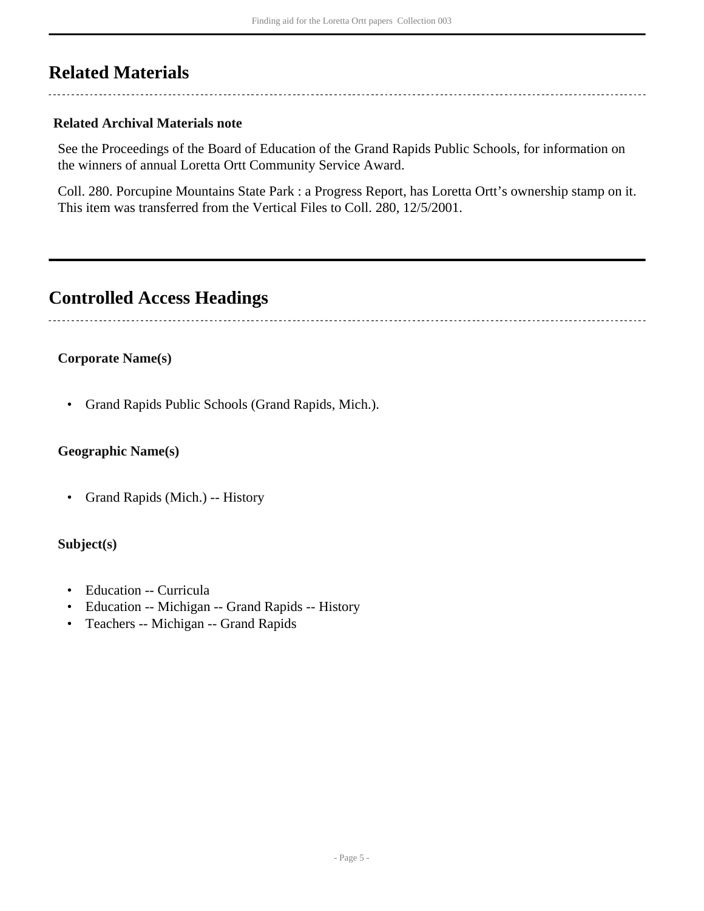## Related Materials

### Related Archival Materials note

See the Proceedings of the Board of Education of the Grand Rapids Public Schools, for information on the winners of annual Loretta Ortt Community Service Award.

Coll. 280. Porcupine Mountains State Park : a Progress Report, has Loretta Ortt's ownership stamp on it. This item was transferred from the Vertical Files to Coll. 280, 12/5/2001.

## Controlled Access Headings

### Corporate Name(s)

- Grand Rapids Public Schools (Grand Rapids, Mich.).

### Geographic Name(s)

- Grand Rapids (Mich.) -- History

### Subject(s)

- Education -- Curricula
- Education -- Michigan -- Grand Rapids -- History
- Teachers -- Michigan -- Grand Rapids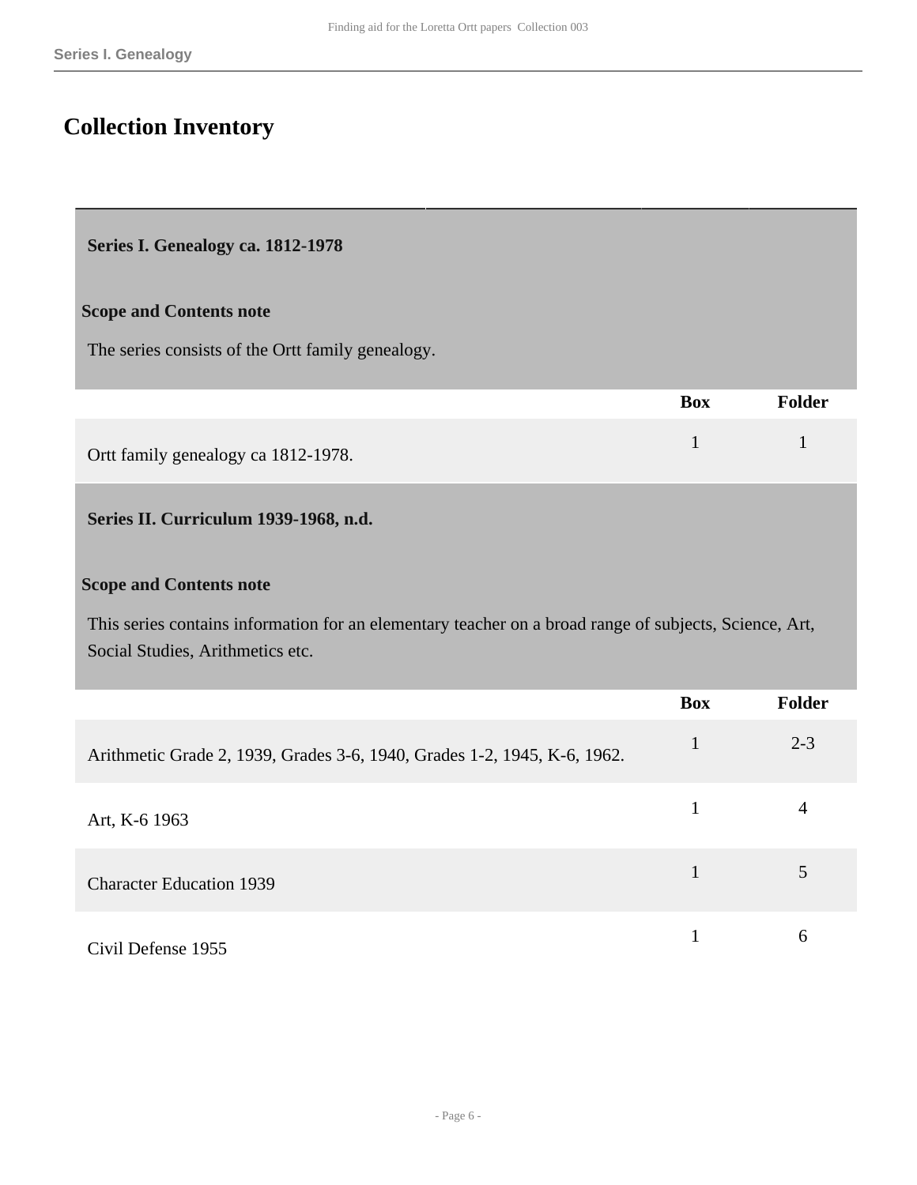# Collection Inventory

## Series I. Genealogy ca. 1812-1978

### Scope and Contents note

The series consists of the Ortt family genealogy.

| | Box | Folder |
|---|---|---|
| Ortt family genealogy ca 1812-1978. | 1 | 1 |

## Series II. Curriculum 1939-1968, n.d.

### Scope and Contents note

This series contains information for an elementary teacher on a broad range of subjects, Science, Art, Social Studies, Arithmetics etc.

| | Box | Folder |
|---|---|---|
| Arithmetic Grade 2, 1939, Grades 3-6, 1940, Grades 1-2, 1945, K-6, 1962. | 1 | 2-3 |
| Art, K-6 1963 | 1 | 4 |
| Character Education 1939 | 1 | 5 |
| Civil Defense 1955 | 1 | 6 |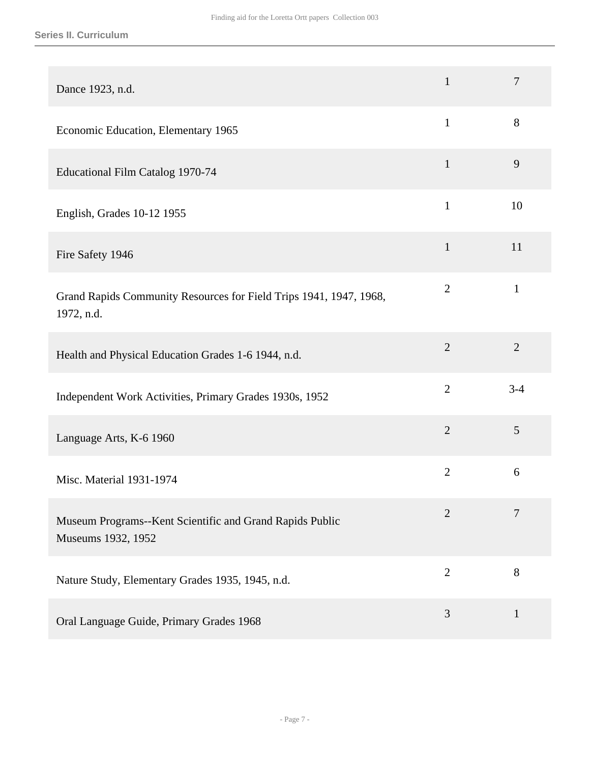| | | |
|---|---|---|
| Dance 1923, n.d. | 1 | 7 |
| Economic Education, Elementary 1965 | 1 | 8 |
| Educational Film Catalog 1970-74 | 1 | 9 |
| English, Grades 10-12 1955 | 1 | 10 |
| Fire Safety 1946 | 1 | 11 |
| Grand Rapids Community Resources for Field Trips 1941, 1947, 1968, 1972, n.d. | 2 | 1 |
| Health and Physical Education Grades 1-6 1944, n.d. | 2 | 2 |
| Independent Work Activities, Primary Grades 1930s, 1952 | 2 | 3-4 |
| Language Arts, K-6 1960 | 2 | 5 |
| Misc. Material 1931-1974 | 2 | 6 |
| Museum Programs--Kent Scientific and Grand Rapids Public Museums 1932, 1952 | 2 | 7 |
| Nature Study, Elementary Grades 1935, 1945, n.d. | 2 | 8 |
| Oral Language Guide, Primary Grades 1968 | 3 | 1 |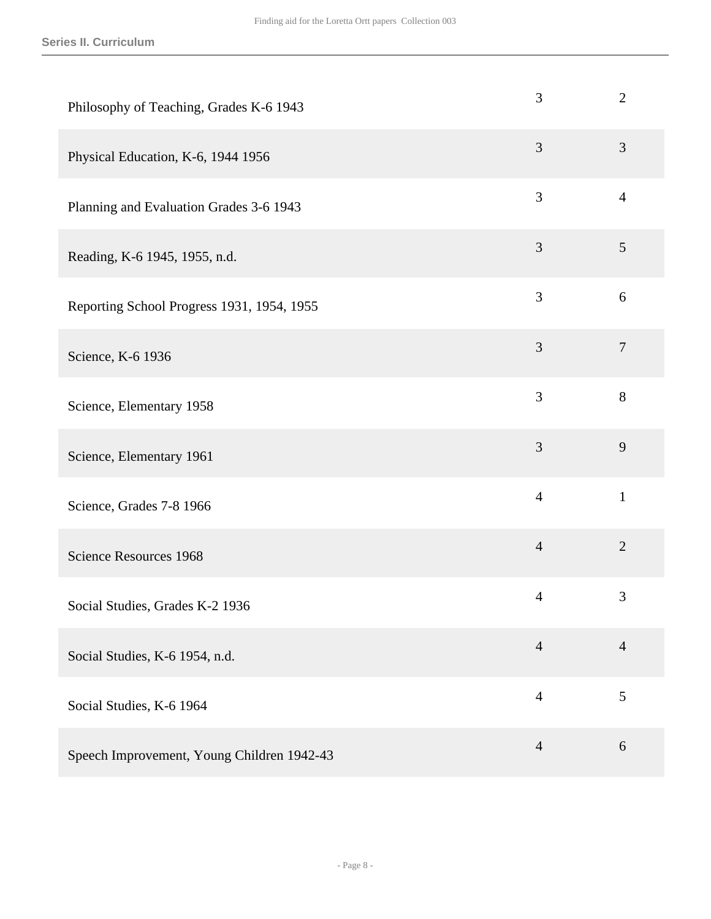| | | |
|---|---|---|
| Philosophy of Teaching, Grades K-6 1943 | 3 | 2 |
| Physical Education, K-6, 1944 1956 | 3 | 3 |
| Planning and Evaluation Grades 3-6 1943 | 3 | 4 |
| Reading, K-6 1945, 1955, n.d. | 3 | 5 |
| Reporting School Progress 1931, 1954, 1955 | 3 | 6 |
| Science, K-6 1936 | 3 | 7 |
| Science, Elementary 1958 | 3 | 8 |
| Science, Elementary 1961 | 3 | 9 |
| Science, Grades 7-8 1966 | 4 | 1 |
| Science Resources 1968 | 4 | 2 |
| Social Studies, Grades K-2 1936 | 4 | 3 |
| Social Studies, K-6 1954, n.d. | 4 | 4 |
| Social Studies, K-6 1964 | 4 | 5 |
| Speech Improvement, Young Children 1942-43 | 4 | 6 |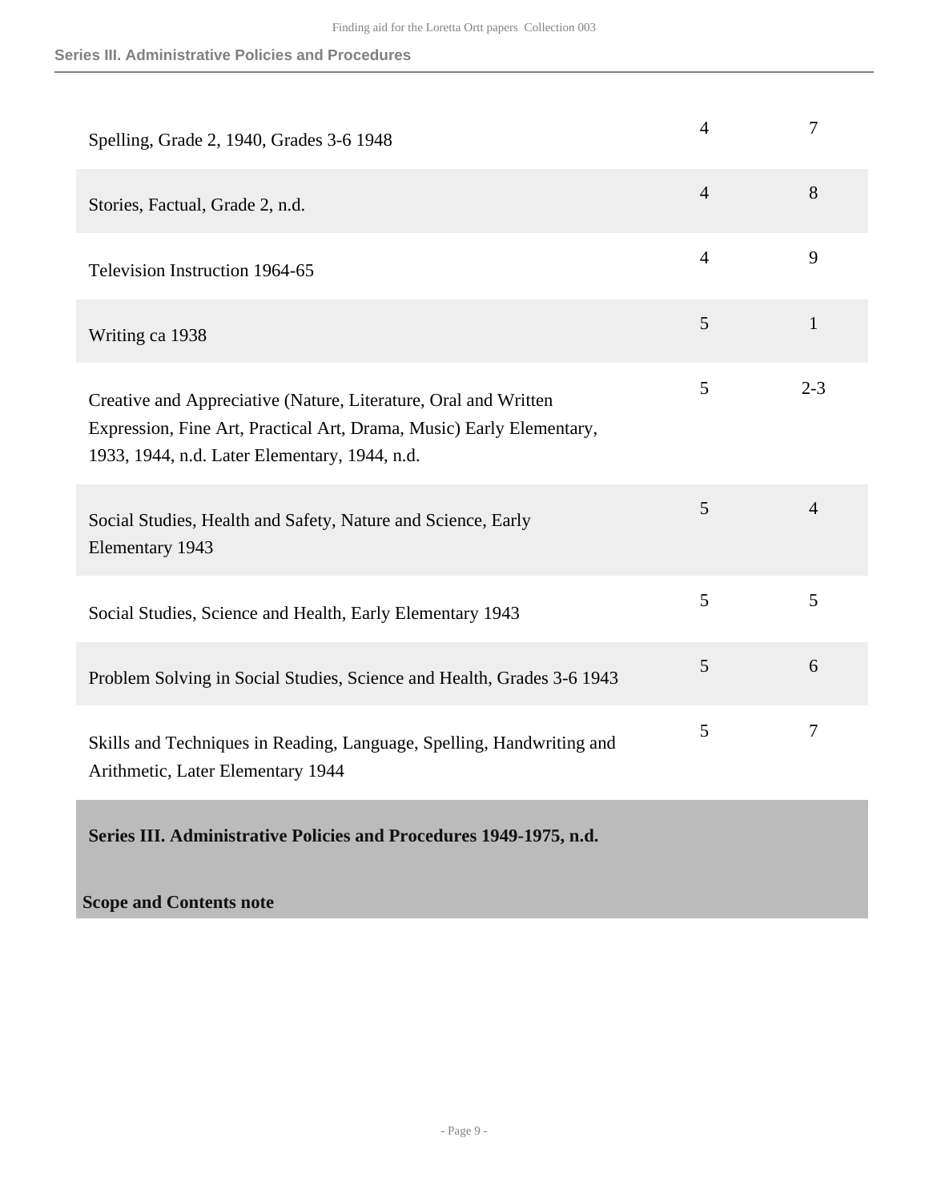| | | |
|---|---|---|
| Spelling, Grade 2, 1940, Grades 3-6 1948 | 4 | 7 |
| Stories, Factual, Grade 2, n.d. | 4 | 8 |
| Television Instruction 1964-65 | 4 | 9 |
| Writing ca 1938 | 5 | 1 |
| Creative and Appreciative (Nature, Literature, Oral and Written Expression, Fine Art, Practical Art, Drama, Music) Early Elementary, 1933, 1944, n.d. Later Elementary, 1944, n.d. | 5 | 2-3 |
| Social Studies, Health and Safety, Nature and Science, Early Elementary 1943 | 5 | 4 |
| Social Studies, Science and Health, Early Elementary 1943 | 5 | 5 |
| Problem Solving in Social Studies, Science and Health, Grades 3-6 1943 | 5 | 6 |
| Skills and Techniques in Reading, Language, Spelling, Handwriting and Arithmetic, Later Elementary 1944 | 5 | 7 |

**Series III. Administrative Policies and Procedures 1949-1975, n.d.**

**Scope and Contents note**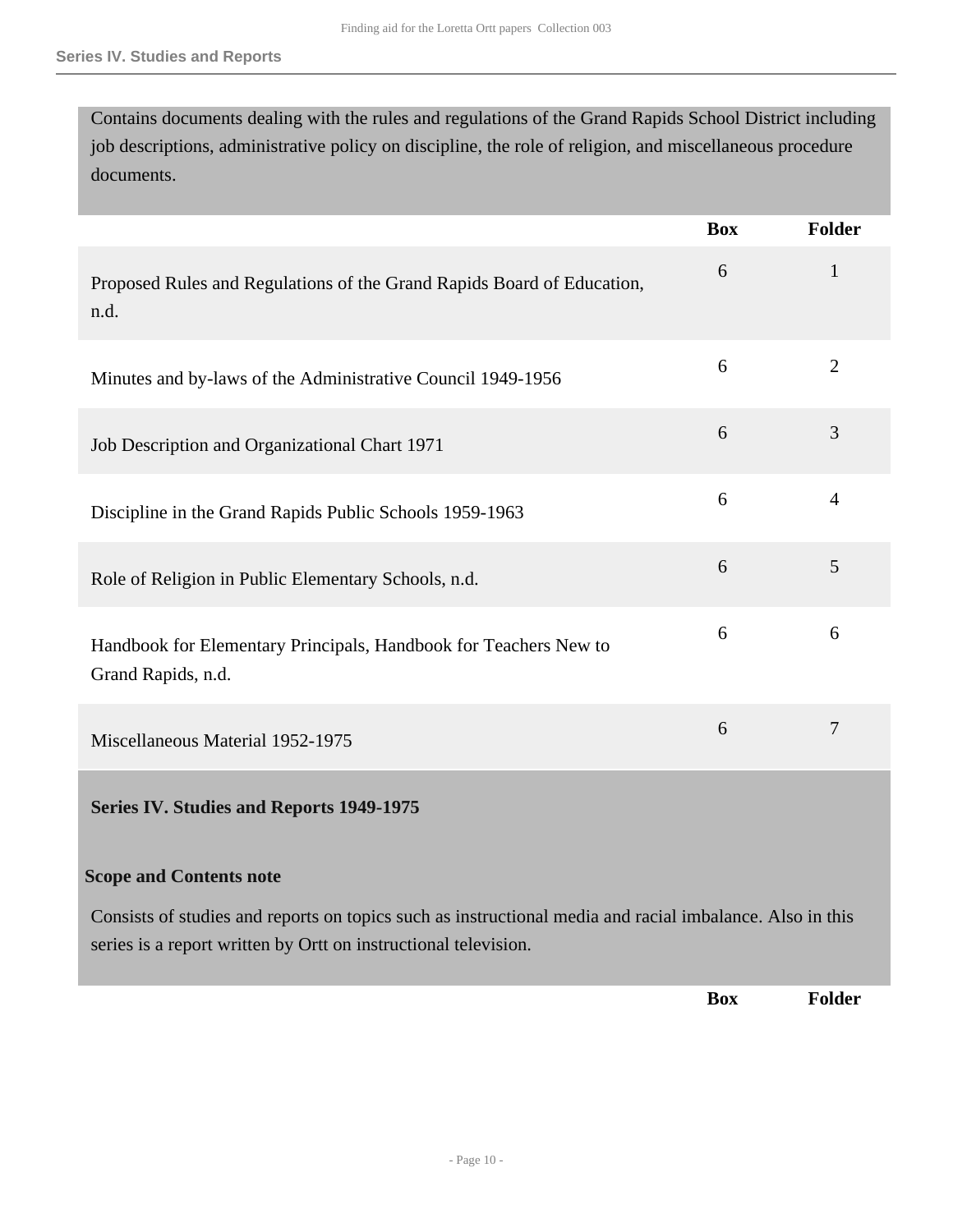Contains documents dealing with the rules and regulations of the Grand Rapids School District including job descriptions, administrative policy on discipline, the role of religion, and miscellaneous procedure documents.

| | Box | Folder |
|---|---|---|
| Proposed Rules and Regulations of the Grand Rapids Board of Education, n.d. | 6 | 1 |
| Minutes and by-laws of the Administrative Council 1949-1956 | 6 | 2 |
| Job Description and Organizational Chart 1971 | 6 | 3 |
| Discipline in the Grand Rapids Public Schools 1959-1963 | 6 | 4 |
| Role of Religion in Public Elementary Schools, n.d. | 6 | 5 |
| Handbook for Elementary Principals, Handbook for Teachers New to Grand Rapids, n.d. | 6 | 6 |
| Miscellaneous Material 1952-1975 | 6 | 7 |

## Series IV. Studies and Reports 1949-1975

**Scope and Contents note**

Consists of studies and reports on topics such as instructional media and racial imbalance. Also in this series is a report written by Ortt on instructional television.

| | Box | Folder |
|---|---|---|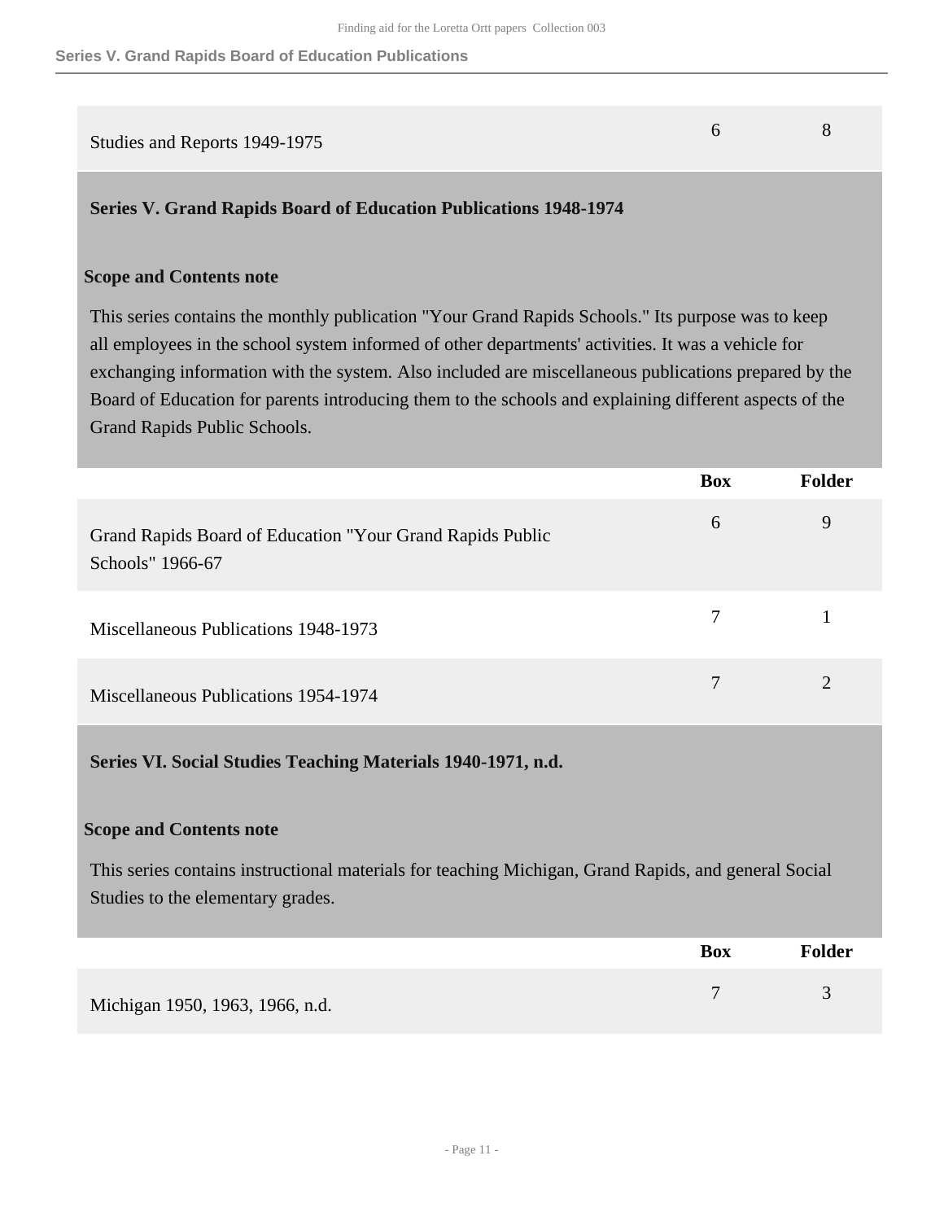| | Box | Folder |
|---|---|---|
| Studies and Reports 1949-1975 | 6 | 8 |

## Series V. Grand Rapids Board of Education Publications 1948-1974

### Scope and Contents note

This series contains the monthly publication "Your Grand Rapids Schools." Its purpose was to keep all employees in the school system informed of other departments' activities. It was a vehicle for exchanging information with the system. Also included are miscellaneous publications prepared by the Board of Education for parents introducing them to the schools and explaining different aspects of the Grand Rapids Public Schools.

| | Box | Folder |
|---|---|---|
| Grand Rapids Board of Education "Your Grand Rapids Public Schools" 1966-67 | 6 | 9 |
| Miscellaneous Publications 1948-1973 | 7 | 1 |
| Miscellaneous Publications 1954-1974 | 7 | 2 |

## Series VI. Social Studies Teaching Materials 1940-1971, n.d.

### Scope and Contents note

This series contains instructional materials for teaching Michigan, Grand Rapids, and general Social Studies to the elementary grades.

| | Box | Folder |
|---|---|---|
| Michigan 1950, 1963, 1966, n.d. | 7 | 3 |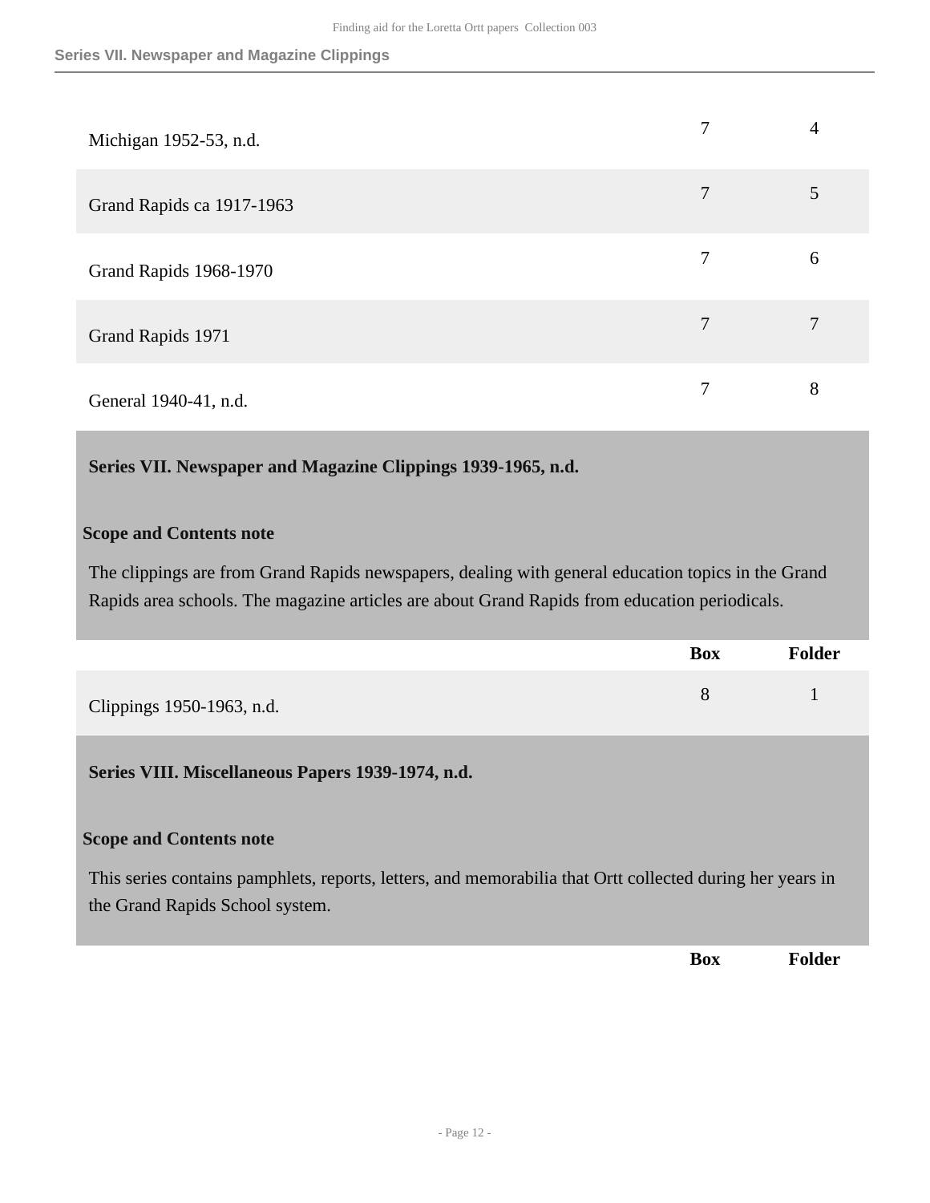| | Box | Folder |
|---|---|---|
| Michigan 1952-53, n.d. | 7 | 4 |
| Grand Rapids ca 1917-1963 | 7 | 5 |
| Grand Rapids 1968-1970 | 7 | 6 |
| Grand Rapids 1971 | 7 | 7 |
| General 1940-41, n.d. | 7 | 8 |

### Series VII. Newspaper and Magazine Clippings 1939-1965, n.d.

#### Scope and Contents note

The clippings are from Grand Rapids newspapers, dealing with general education topics in the Grand Rapids area schools. The magazine articles are about Grand Rapids from education periodicals.

| | Box | Folder |
|---|---|---|
| Clippings 1950-1963, n.d. | 8 | 1 |

### Series VIII. Miscellaneous Papers 1939-1974, n.d.

#### Scope and Contents note

This series contains pamphlets, reports, letters, and memorabilia that Ortt collected during her years in the Grand Rapids School system.

| | Box | Folder |
|---|---|---|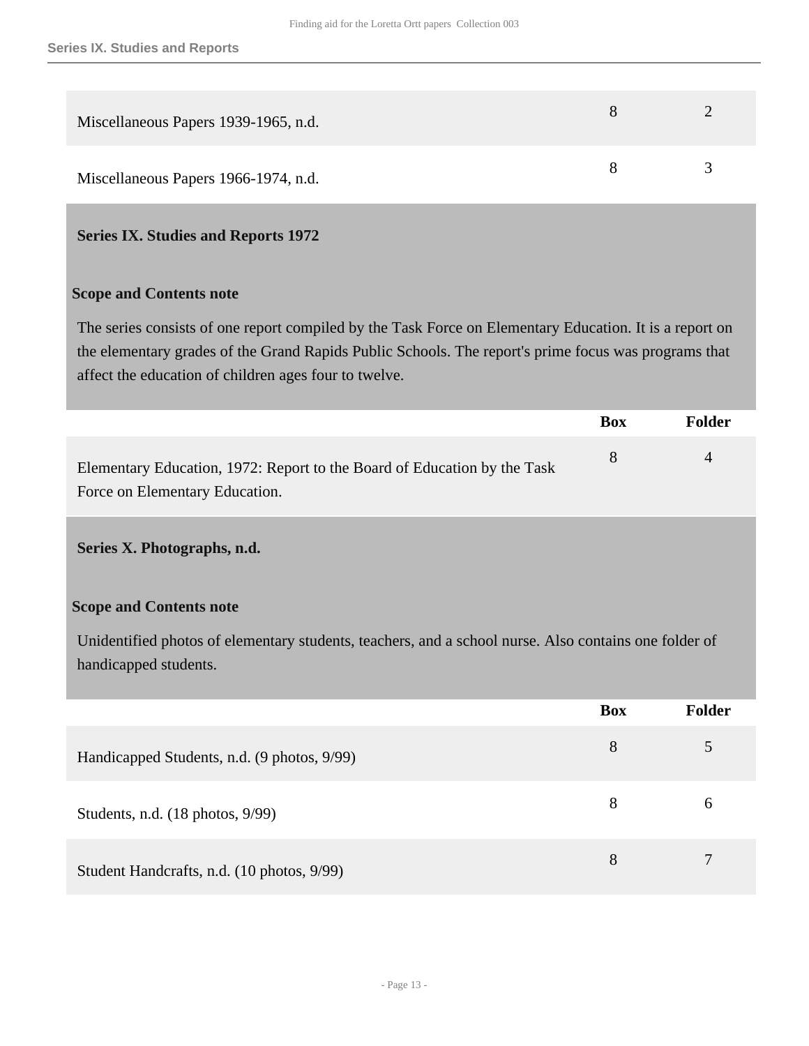| | Box | Folder |
|---|---|---|
| Miscellaneous Papers 1939-1965, n.d. | 8 | 2 |
| Miscellaneous Papers 1966-1974, n.d. | 8 | 3 |

## Series IX. Studies and Reports 1972

### Scope and Contents note

The series consists of one report compiled by the Task Force on Elementary Education. It is a report on the elementary grades of the Grand Rapids Public Schools. The report's prime focus was programs that affect the education of children ages four to twelve.

| | Box | Folder |
|---|---|---|
| Elementary Education, 1972: Report to the Board of Education by the Task Force on Elementary Education. | 8 | 4 |

## Series X. Photographs, n.d.

### Scope and Contents note

Unidentified photos of elementary students, teachers, and a school nurse. Also contains one folder of handicapped students.

| | Box | Folder |
|---|---|---|
| Handicapped Students, n.d. (9 photos, 9/99) | 8 | 5 |
| Students, n.d. (18 photos, 9/99) | 8 | 6 |
| Student Handcrafts, n.d. (10 photos, 9/99) | 8 | 7 |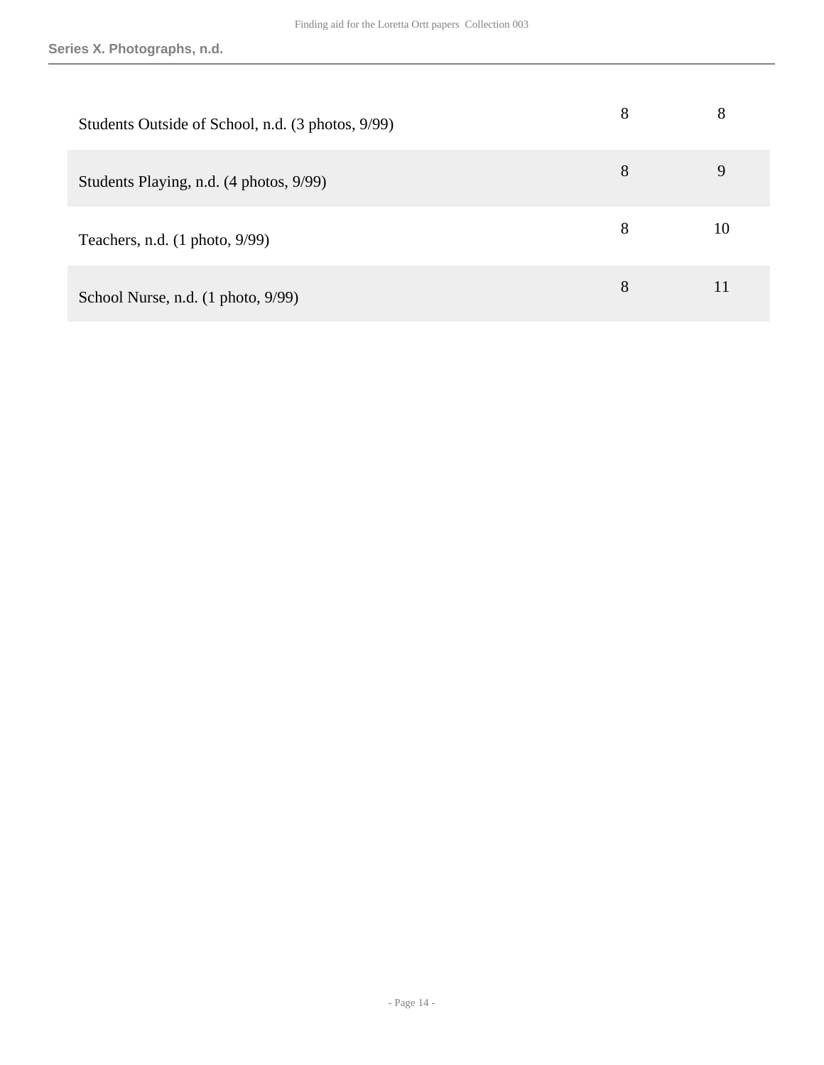| | | |
|---|---|---|
| Students Outside of School, n.d. (3 photos, 9/99) | 8 | 8 |
| Students Playing, n.d. (4 photos, 9/99) | 8 | 9 |
| Teachers, n.d. (1 photo, 9/99) | 8 | 10 |
| School Nurse, n.d. (1 photo, 9/99) | 8 | 11 |